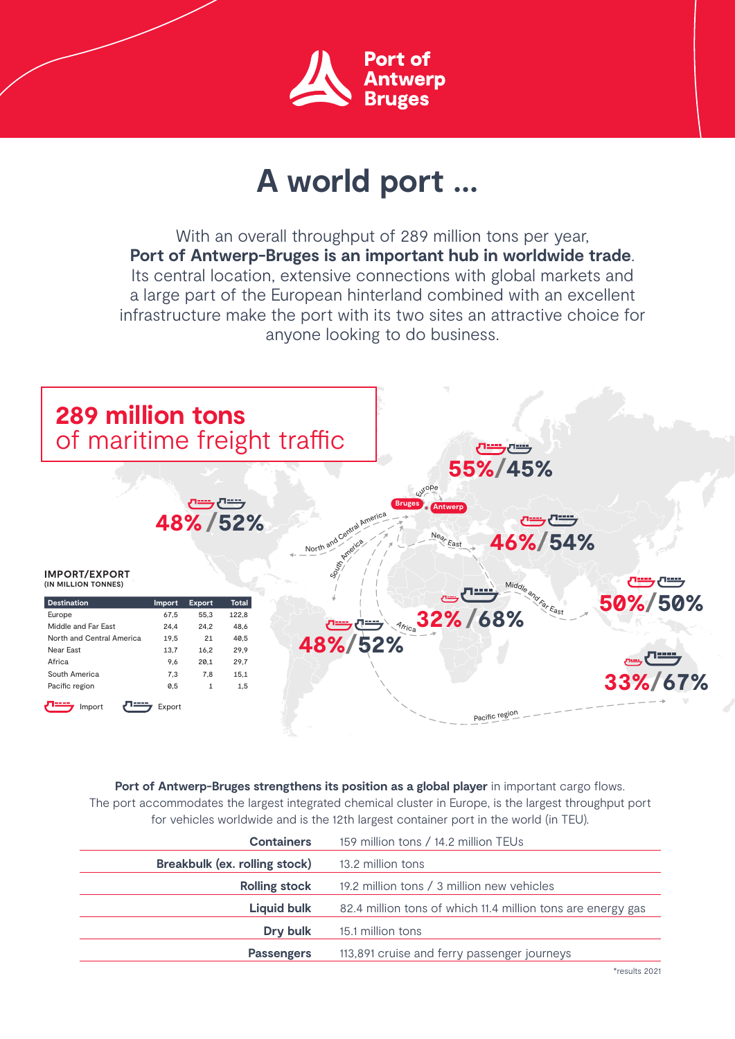Port of Antwerp Bruges

# A world port ...

With an overall throughput of 289 million tons per year, **Port of Antwerp-Bruges is an important hub in worldwide trade**. Its central location, extensive connections with global markets and a large part of the European hinterland combined with an excellent infrastructure make the port with its two sites an attractive choice for anyone looking to do business.

## 289 million tons
of maritime freight traffic

Europe: 55%/45%

North and Central America: 48%/52%

Near East: 46%/54%

Middle and Far East: 50%/50%

Africa: 32%/68%

South America: 48%/52%

Pacific region: 33%/67%

**IMPORT/EXPORT**
**(IN MILLION TONNES)**

| Destination | Import | Export | Total |
|---|---|---|---|
| Europe | 67,5 | 55,3 | 122,8 |
| Middle and Far East | 24,4 | 24,2 | 48,6 |
| North and Central America | 19,5 | 21 | 40,5 |
| Near East | 13,7 | 16,2 | 29,9 |
| Africa | 9,6 | 20,1 | 29,7 |
| South America | 7,3 | 7,8 | 15,1 |
| Pacific region | 0,5 | 1 | 1,5 |

Import / Export

**Port of Antwerp-Bruges strengthens its position as a global player** in important cargo flows. The port accommodates the largest integrated chemical cluster in Europe, is the largest throughput port for vehicles worldwide and is the 12th largest container port in the world (in TEU).

| | |
|---|---|
| **Containers** | 159 million tons / 14.2 million TEUs |
| **Breakbulk (ex. rolling stock)** | 13.2 million tons |
| **Rolling stock** | 19.2 million tons / 3 million new vehicles |
| **Liquid bulk** | 82.4 million tons of which 11.4 million tons are energy gas |
| **Dry bulk** | 15.1 million tons |
| **Passengers** | 113,891 cruise and ferry passenger journeys |

*results 2021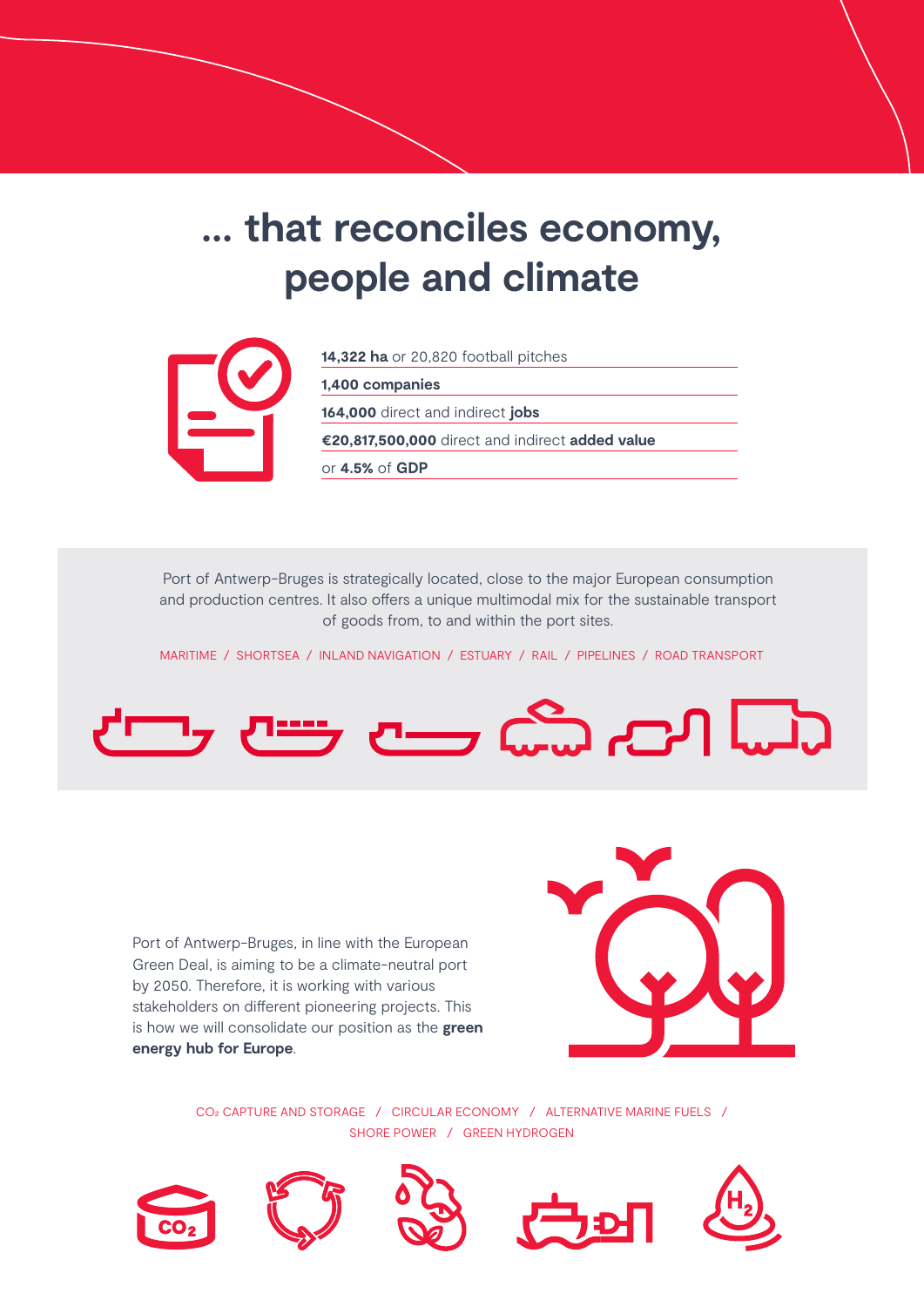# ... that reconciles economy, people and climate

**14,322 ha** or 20,820 football pitches

**1,400 companies**

**164,000** direct and indirect **jobs**

**€20,817,500,000** direct and indirect **added value**

or **4.5%** of **GDP**

Port of Antwerp-Bruges is strategically located, close to the major European consumption and production centres. It also offers a unique multimodal mix for the sustainable transport of goods from, to and within the port sites.

MARITIME / SHORTSEA / INLAND NAVIGATION / ESTUARY / RAIL / PIPELINES / ROAD TRANSPORT

Port of Antwerp-Bruges, in line with the European Green Deal, is aiming to be a climate-neutral port by 2050. Therefore, it is working with various stakeholders on different pioneering projects. This is how we will consolidate our position as the **green energy hub for Europe**.

$CO_2$ CAPTURE AND STORAGE / CIRCULAR ECONOMY / ALTERNATIVE MARINE FUELS / SHORE POWER / GREEN HYDROGEN